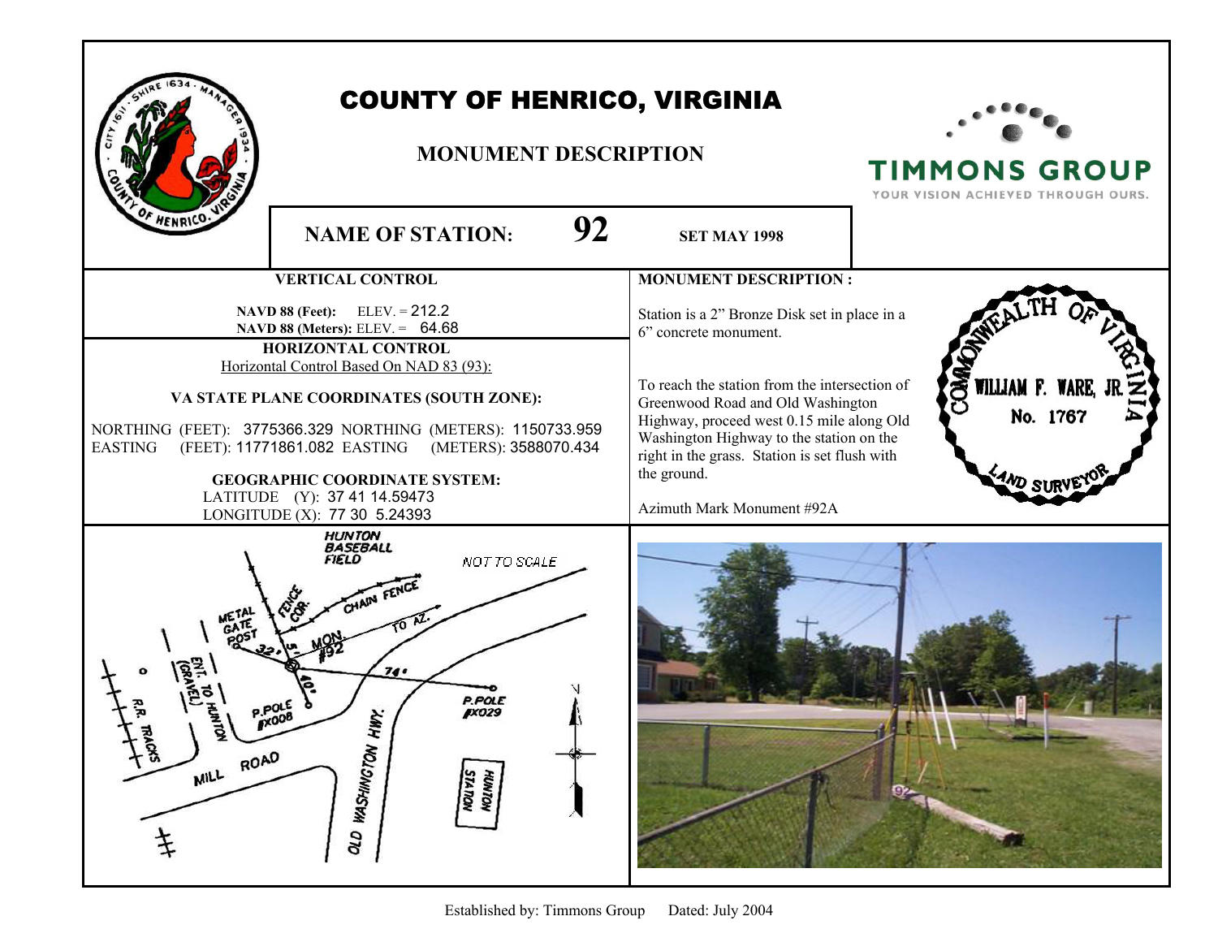# COUNTY OF HENRICO, VIRGINIA

## MONUMENT DESCRIPTION

TIMMONS GROUP
YOUR VISION ACHIEVED THROUGH OURS.

**NAME OF STATION: 92** **SET MAY 1998**

### VERTICAL CONTROL

**NAVD 88 (Feet):** ELEV. = 212.2
**NAVD 88 (Meters):** ELEV. = 64.68

### HORIZONTAL CONTROL

Horizontal Control Based On NAD 83 (93):

**VA STATE PLANE COORDINATES (SOUTH ZONE):**

NORTHING (FEET): 3775366.329 NORTHING (METERS): 1150733.959
EASTING (FEET): 11771861.082 EASTING (METERS): 3588070.434

**GEOGRAPHIC COORDINATE SYSTEM:**

LATITUDE (Y): 37 41 14.59473
LONGITUDE (X): 77 30 5.24393

### MONUMENT DESCRIPTION :

Station is a 2" Bronze Disk set in place in a 6" concrete monument.

To reach the station from the intersection of Greenwood Road and Old Washington Highway, proceed west 0.15 mile along Old Washington Highway to the station on the right in the grass. Station is set flush with the ground.

Azimuth Mark Monument #92A

COMMONWEALTH OF VIRGINIA
WILLIAM F. WARE, JR.
No. 1767
LAND SURVEYOR

HUNTON BASEBALL FIELD — NOT TO SCALE — CHAIN FENCE — FENCE COR. — METAL GATE POST — 32' — 5' — MON #92 — TO AZ. — 74' — 40' — ENT. TO HUNTON (GRAVEL) — R.R. TRACKS — P.POLE #X008 — P.POLE #X029 — MILL ROAD — OLD WASHINGTON HWY. — HUNTON STATION — N

Established by: Timmons Group Dated: July 2004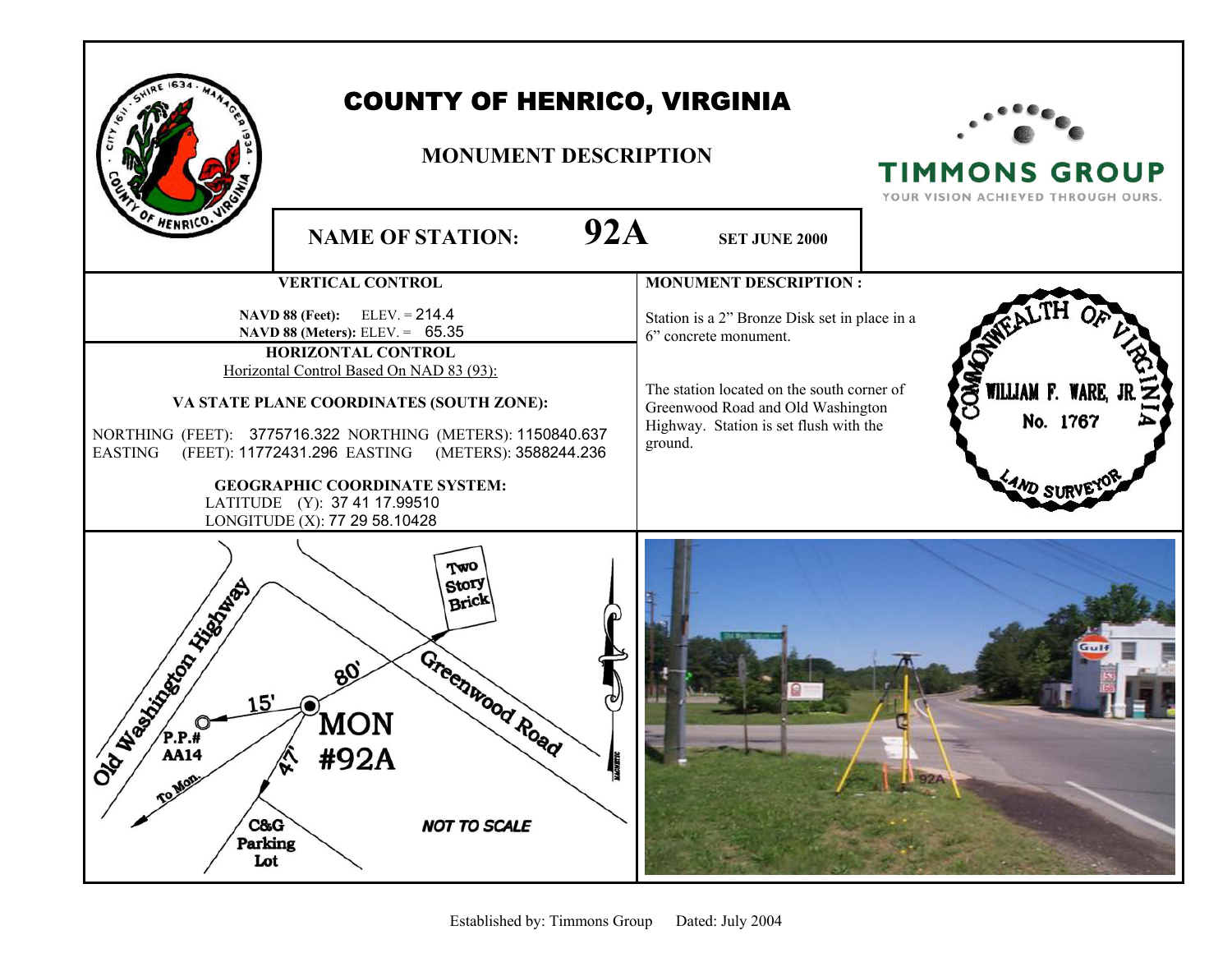# COUNTY OF HENRICO, VIRGINIA

## MONUMENT DESCRIPTION

TIMMONS GROUP
YOUR VISION ACHIEVED THROUGH OURS.

**NAME OF STATION:** **92A** **SET JUNE 2000**

### VERTICAL CONTROL

**NAVD 88 (Feet):** ELEV. = 214.4
**NAVD 88 (Meters):** ELEV. = 65.35

### HORIZONTAL CONTROL

Horizontal Control Based On NAD 83 (93):

**VA STATE PLANE COORDINATES (SOUTH ZONE):**

NORTHING (FEET): 3775716.322 NORTHING (METERS): 1150840.637
EASTING (FEET): 11772431.296 EASTING (METERS): 3588244.236

**GEOGRAPHIC COORDINATE SYSTEM:**
LATITUDE (Y): 37 41 17.99510
LONGITUDE (X): 77 29 58.10428

### MONUMENT DESCRIPTION :

Station is a 2” Bronze Disk set in place in a 6” concrete monument.

The station located on the south corner of Greenwood Road and Old Washington Highway. Station is set flush with the ground.

COMMONWEALTH OF VIRGINIA
WILLIAM F. WARE, JR.
No. 1767
LAND SURVEYOR

Old Washington Highway
Greenwood Road
Two Story Brick
80'
15'
P.P.# AA14
MON #92A
47'
To Mon.
C&G Parking Lot
NOT TO SCALE
MAGNETIC

Established by: Timmons Group Dated: July 2004